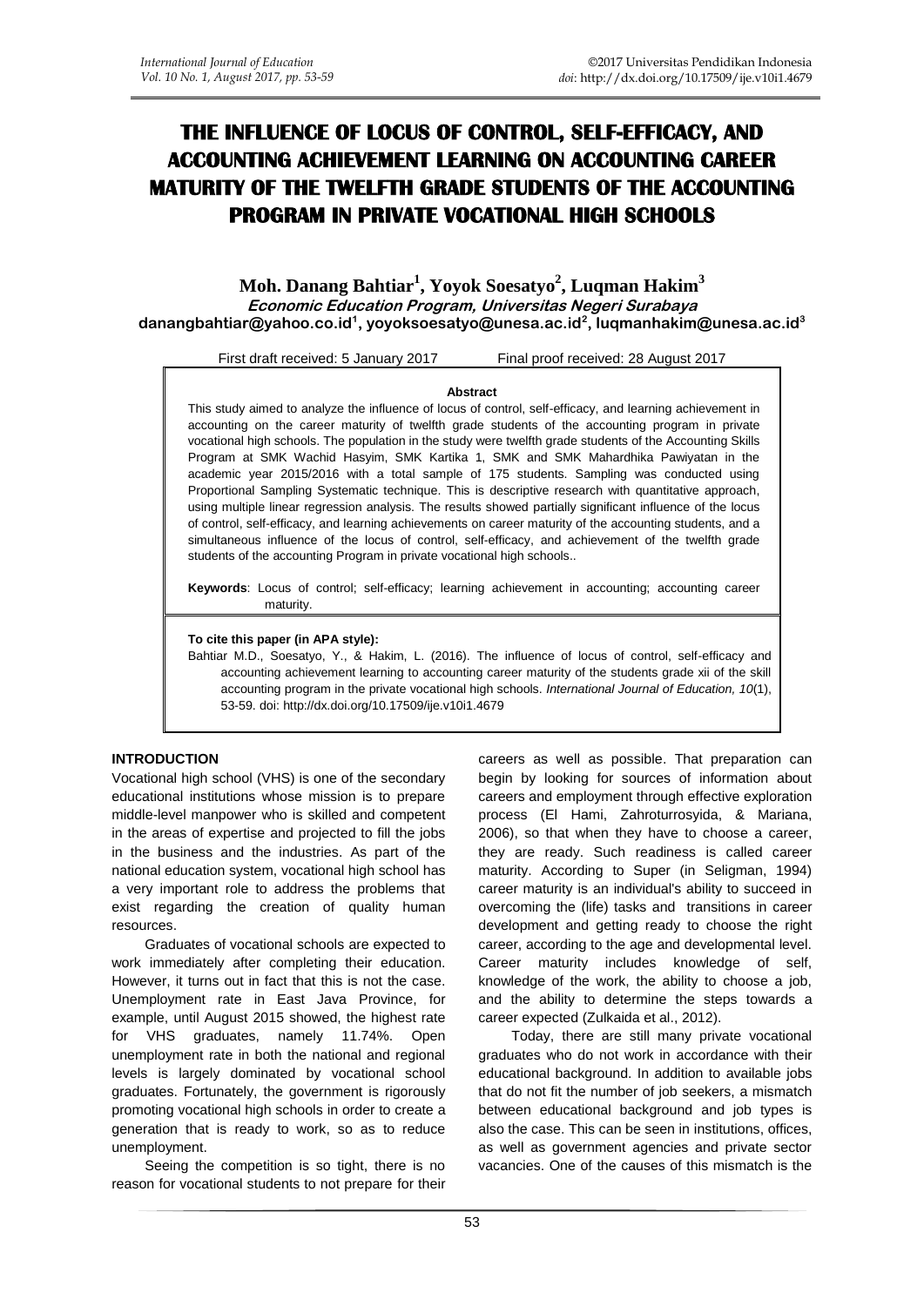# THE INFLUENCE OF LOCUS OF CONTROL, SELF-EFFICACY, AND ACCOUNTING ACHIEVEMENT LEARNING ON ACCOUNTING CAREER MATURITY OF THE TWELFTH GRADE STUDENTS OF THE ACCOUNTING PROGRAM IN PRIVATE VOCATIONAL HIGH SCHOOLS

**Moh. Danang Bahtiar[1], Yoyok Soesatyo[2], Luqman Hakim[3]**

***Economic Education Program, Universitas Negeri Surabaya***

**danangbahtiar@yahoo.co.id[1], yoyoksoesatyo@unesa.ac.id[2], luqmanhakim@unesa.ac.id[3]**

First draft received: 5 January 2017 Final proof received: 28 August 2017

**Abstract**

This study aimed to analyze the influence of locus of control, self-efficacy, and learning achievement in accounting on the career maturity of twelfth grade students of the accounting program in private vocational high schools. The population in the study were twelfth grade students of the Accounting Skills Program at SMK Wachid Hasyim, SMK Kartika 1, SMK and SMK Mahardhika Pawiyatan in the academic year 2015/2016 with a total sample of 175 students. Sampling was conducted using Proportional Sampling Systematic technique. This is descriptive research with quantitative approach, using multiple linear regression analysis. The results showed partially significant influence of the locus of control, self-efficacy, and learning achievements on career maturity of the accounting students, and a simultaneous influence of the locus of control, self-efficacy, and achievement of the twelfth grade students of the accounting Program in private vocational high schools..

**Keywords**: Locus of control; self-efficacy; learning achievement in accounting; accounting career maturity.

**To cite this paper (in APA style):**

Bahtiar M.D., Soesatyo, Y., & Hakim, L. (2016). The influence of locus of control, self-efficacy and accounting achievement learning to accounting career maturity of the students grade xii of the skill accounting program in the private vocational high schools. *International Journal of Education, 10*(1), 53-59. doi: http://dx.doi.org/10.17509/ije.v10i1.4679

## INTRODUCTION

Vocational high school (VHS) is one of the secondary educational institutions whose mission is to prepare middle-level manpower who is skilled and competent in the areas of expertise and projected to fill the jobs in the business and the industries. As part of the national education system, vocational high school has a very important role to address the problems that exist regarding the creation of quality human resources.

Graduates of vocational schools are expected to work immediately after completing their education. However, it turns out in fact that this is not the case. Unemployment rate in East Java Province, for example, until August 2015 showed, the highest rate for VHS graduates, namely 11.74%. Open unemployment rate in both the national and regional levels is largely dominated by vocational school graduates. Fortunately, the government is rigorously promoting vocational high schools in order to create a generation that is ready to work, so as to reduce unemployment.

Seeing the competition is so tight, there is no reason for vocational students to not prepare for their careers as well as possible. That preparation can begin by looking for sources of information about careers and employment through effective exploration process (El Hami, Zahroturrosyida, & Mariana, 2006), so that when they have to choose a career, they are ready. Such readiness is called career maturity. According to Super (in Seligman, 1994) career maturity is an individual's ability to succeed in overcoming the (life) tasks and transitions in career development and getting ready to choose the right career, according to the age and developmental level. Career maturity includes knowledge of self, knowledge of the work, the ability to choose a job, and the ability to determine the steps towards a career expected (Zulkaida et al., 2012).

Today, there are still many private vocational graduates who do not work in accordance with their educational background. In addition to available jobs that do not fit the number of job seekers, a mismatch between educational background and job types is also the case. This can be seen in institutions, offices, as well as government agencies and private sector vacancies. One of the causes of this mismatch is the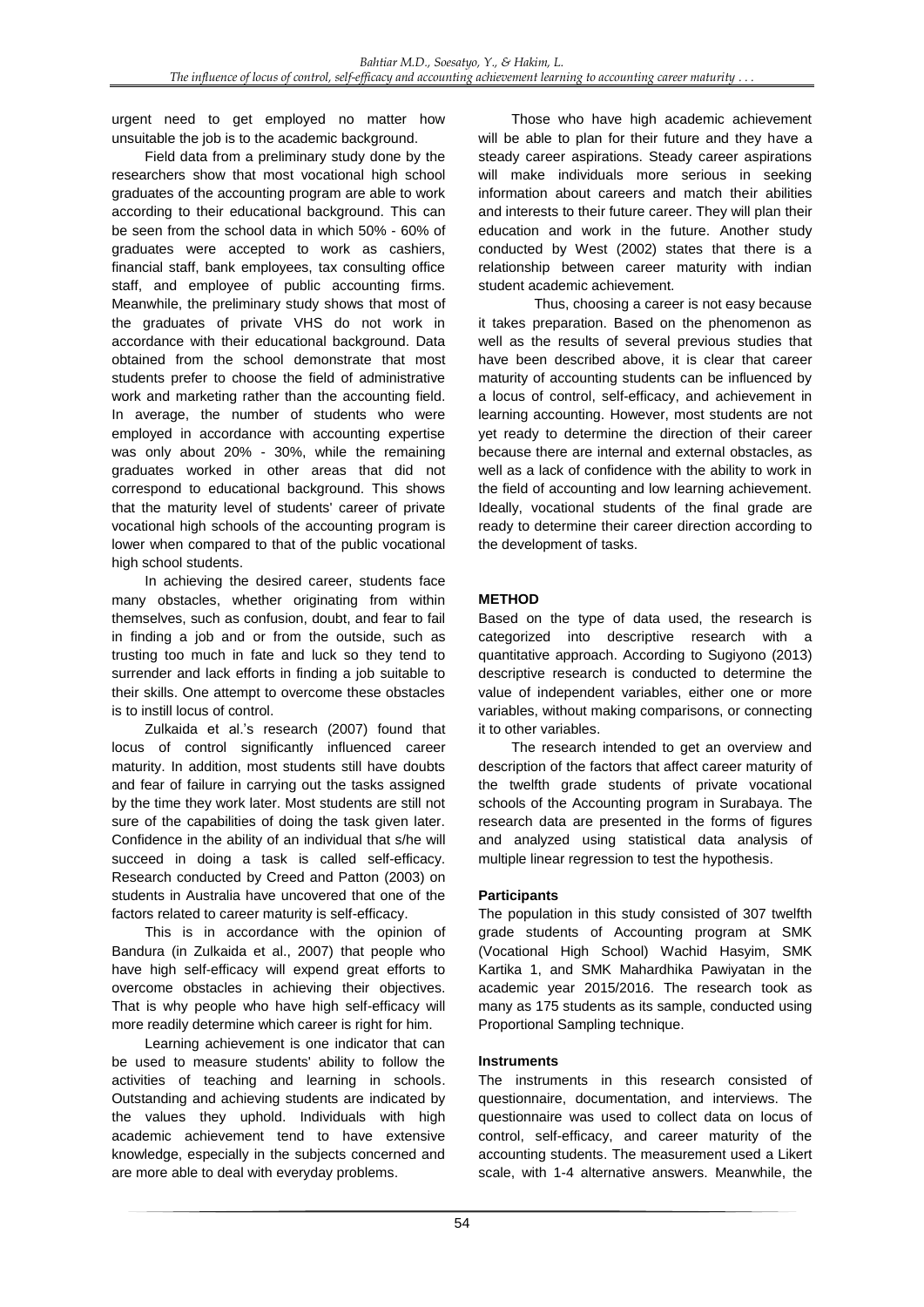urgent need to get employed no matter how unsuitable the job is to the academic background.

Field data from a preliminary study done by the researchers show that most vocational high school graduates of the accounting program are able to work according to their educational background. This can be seen from the school data in which 50% - 60% of graduates were accepted to work as cashiers, financial staff, bank employees, tax consulting office staff, and employee of public accounting firms. Meanwhile, the preliminary study shows that most of the graduates of private VHS do not work in accordance with their educational background. Data obtained from the school demonstrate that most students prefer to choose the field of administrative work and marketing rather than the accounting field. In average, the number of students who were employed in accordance with accounting expertise was only about 20% - 30%, while the remaining graduates worked in other areas that did not correspond to educational background. This shows that the maturity level of students' career of private vocational high schools of the accounting program is lower when compared to that of the public vocational high school students.

In achieving the desired career, students face many obstacles, whether originating from within themselves, such as confusion, doubt, and fear to fail in finding a job and or from the outside, such as trusting too much in fate and luck so they tend to surrender and lack efforts in finding a job suitable to their skills. One attempt to overcome these obstacles is to instill locus of control.

Zulkaida et al.'s research (2007) found that locus of control significantly influenced career maturity. In addition, most students still have doubts and fear of failure in carrying out the tasks assigned by the time they work later. Most students are still not sure of the capabilities of doing the task given later. Confidence in the ability of an individual that s/he will succeed in doing a task is called self-efficacy. Research conducted by Creed and Patton (2003) on students in Australia have uncovered that one of the factors related to career maturity is self-efficacy.

This is in accordance with the opinion of Bandura (in Zulkaida et al., 2007) that people who have high self-efficacy will expend great efforts to overcome obstacles in achieving their objectives. That is why people who have high self-efficacy will more readily determine which career is right for him.

Learning achievement is one indicator that can be used to measure students' ability to follow the activities of teaching and learning in schools. Outstanding and achieving students are indicated by the values they uphold. Individuals with high academic achievement tend to have extensive knowledge, especially in the subjects concerned and are more able to deal with everyday problems.

Those who have high academic achievement will be able to plan for their future and they have a steady career aspirations. Steady career aspirations will make individuals more serious in seeking information about careers and match their abilities and interests to their future career. They will plan their education and work in the future. Another study conducted by West (2002) states that there is a relationship between career maturity with indian student academic achievement.

Thus, choosing a career is not easy because it takes preparation. Based on the phenomenon as well as the results of several previous studies that have been described above, it is clear that career maturity of accounting students can be influenced by a locus of control, self-efficacy, and achievement in learning accounting. However, most students are not yet ready to determine the direction of their career because there are internal and external obstacles, as well as a lack of confidence with the ability to work in the field of accounting and low learning achievement. Ideally, vocational students of the final grade are ready to determine their career direction according to the development of tasks.

## METHOD

Based on the type of data used, the research is categorized into descriptive research with a quantitative approach. According to Sugiyono (2013) descriptive research is conducted to determine the value of independent variables, either one or more variables, without making comparisons, or connecting it to other variables.

The research intended to get an overview and description of the factors that affect career maturity of the twelfth grade students of private vocational schools of the Accounting program in Surabaya. The research data are presented in the forms of figures and analyzed using statistical data analysis of multiple linear regression to test the hypothesis.

### Participants

The population in this study consisted of 307 twelfth grade students of Accounting program at SMK (Vocational High School) Wachid Hasyim, SMK Kartika 1, and SMK Mahardhika Pawiyatan in the academic year 2015/2016. The research took as many as 175 students as its sample, conducted using Proportional Sampling technique.

### Instruments

The instruments in this research consisted of questionnaire, documentation, and interviews. The questionnaire was used to collect data on locus of control, self-efficacy, and career maturity of the accounting students. The measurement used a Likert scale, with 1-4 alternative answers. Meanwhile, the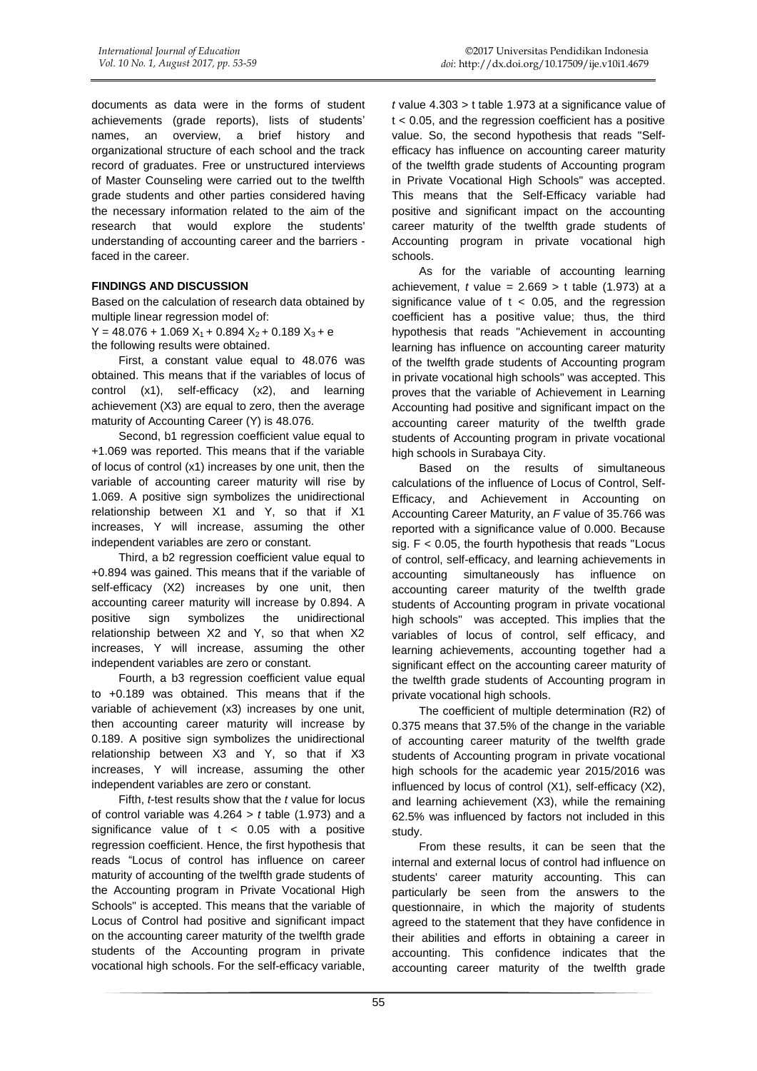documents as data were in the forms of student achievements (grade reports), lists of students' names, an overview, a brief history and organizational structure of each school and the track record of graduates. Free or unstructured interviews of Master Counseling were carried out to the twelfth grade students and other parties considered having the necessary information related to the aim of the research that would explore the students' understanding of accounting career and the barriers - faced in the career.

## FINDINGS AND DISCUSSION

Based on the calculation of research data obtained by multiple linear regression model of:

$Y = 48.076 + 1.069\ X_1 + 0.894\ X_2 + 0.189\ X_3 + e$

the following results were obtained.

First, a constant value equal to 48.076 was obtained. This means that if the variables of locus of control (x1), self-efficacy (x2), and learning achievement (X3) are equal to zero, then the average maturity of Accounting Career (Y) is 48.076.

Second, b1 regression coefficient value equal to +1.069 was reported. This means that if the variable of locus of control (x1) increases by one unit, then the variable of accounting career maturity will rise by 1.069. A positive sign symbolizes the unidirectional relationship between X1 and Y, so that if X1 increases, Y will increase, assuming the other independent variables are zero or constant.

Third, a b2 regression coefficient value equal to +0.894 was gained. This means that if the variable of self-efficacy (X2) increases by one unit, then accounting career maturity will increase by 0.894. A positive sign symbolizes the unidirectional relationship between X2 and Y, so that when X2 increases, Y will increase, assuming the other independent variables are zero or constant.

Fourth, a b3 regression coefficient value equal to +0.189 was obtained. This means that if the variable of achievement (x3) increases by one unit, then accounting career maturity will increase by 0.189. A positive sign symbolizes the unidirectional relationship between X3 and Y, so that if X3 increases, Y will increase, assuming the other independent variables are zero or constant.

Fifth, *t*-test results show that the *t* value for locus of control variable was 4.264 > *t* table (1.973) and a significance value of t < 0.05 with a positive regression coefficient. Hence, the first hypothesis that reads "Locus of control has influence on career maturity of accounting of the twelfth grade students of the Accounting program in Private Vocational High Schools" is accepted. This means that the variable of Locus of Control had positive and significant impact on the accounting career maturity of the twelfth grade students of the Accounting program in private vocational high schools. For the self-efficacy variable, *t* value 4.303 > t table 1.973 at a significance value of t < 0.05, and the regression coefficient has a positive value. So, the second hypothesis that reads "Self-efficacy has influence on accounting career maturity of the twelfth grade students of Accounting program in Private Vocational High Schools" was accepted. This means that the Self-Efficacy variable had positive and significant impact on the accounting career maturity of the twelfth grade students of Accounting program in private vocational high schools.

As for the variable of accounting learning achievement, *t* value = 2.669 > t table (1.973) at a significance value of t < 0.05, and the regression coefficient has a positive value; thus, the third hypothesis that reads "Achievement in accounting learning has influence on accounting career maturity of the twelfth grade students of Accounting program in private vocational high schools" was accepted. This proves that the variable of Achievement in Learning Accounting had positive and significant impact on the accounting career maturity of the twelfth grade students of Accounting program in private vocational high schools in Surabaya City.

Based on the results of simultaneous calculations of the influence of Locus of Control, Self-Efficacy, and Achievement in Accounting on Accounting Career Maturity, an *F* value of 35.766 was reported with a significance value of 0.000. Because sig. F < 0.05, the fourth hypothesis that reads "Locus of control, self-efficacy, and learning achievements in accounting simultaneously has influence on accounting career maturity of the twelfth grade students of Accounting program in private vocational high schools" was accepted. This implies that the variables of locus of control, self efficacy, and learning achievements, accounting together had a significant effect on the accounting career maturity of the twelfth grade students of Accounting program in private vocational high schools.

The coefficient of multiple determination (R2) of 0.375 means that 37.5% of the change in the variable of accounting career maturity of the twelfth grade students of Accounting program in private vocational high schools for the academic year 2015/2016 was influenced by locus of control (X1), self-efficacy (X2), and learning achievement (X3), while the remaining 62.5% was influenced by factors not included in this study.

From these results, it can be seen that the internal and external locus of control had influence on students' career maturity accounting. This can particularly be seen from the answers to the questionnaire, in which the majority of students agreed to the statement that they have confidence in their abilities and efforts in obtaining a career in accounting. This confidence indicates that the accounting career maturity of the twelfth grade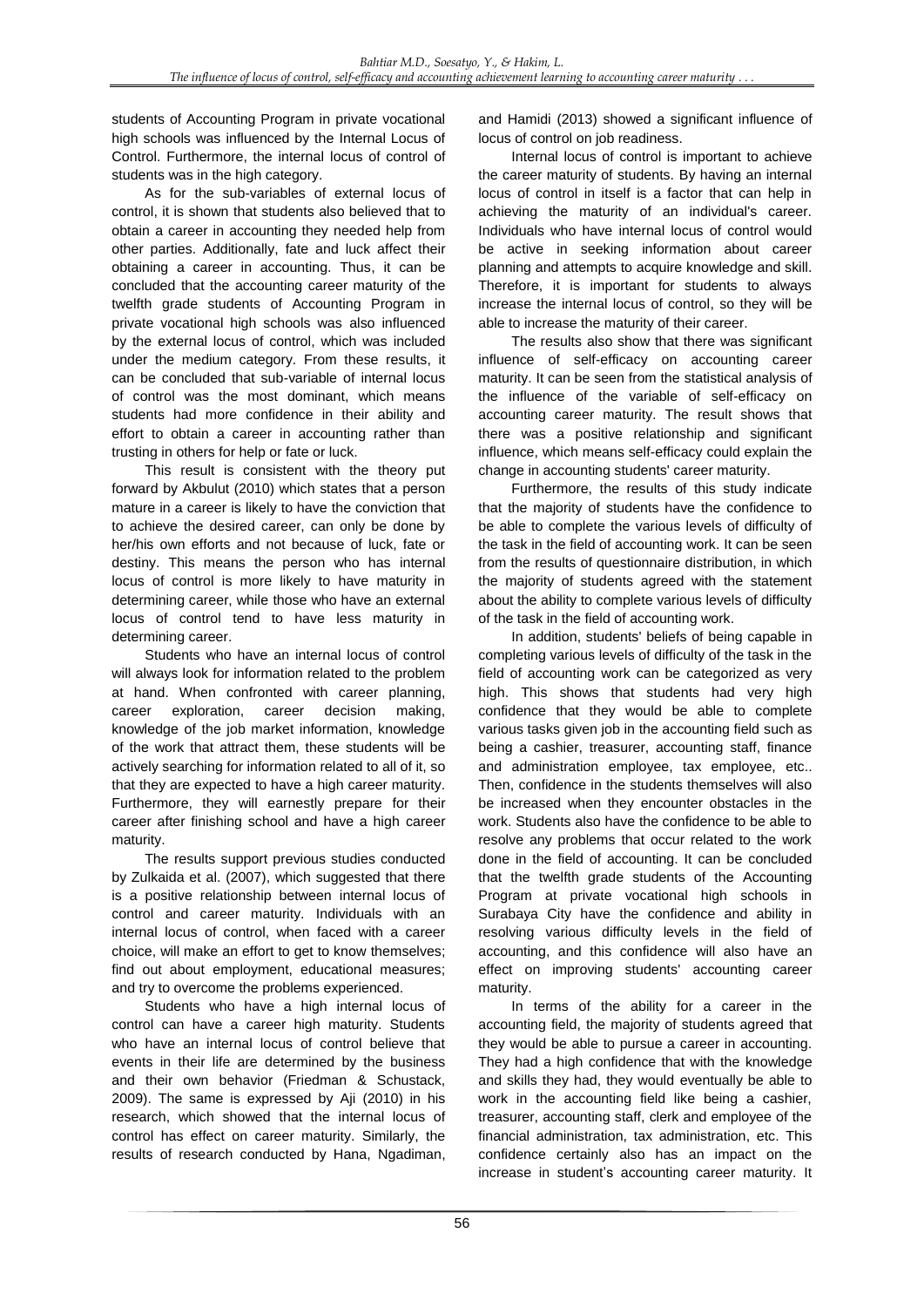students of Accounting Program in private vocational high schools was influenced by the Internal Locus of Control. Furthermore, the internal locus of control of students was in the high category.

As for the sub-variables of external locus of control, it is shown that students also believed that to obtain a career in accounting they needed help from other parties. Additionally, fate and luck affect their obtaining a career in accounting. Thus, it can be concluded that the accounting career maturity of the twelfth grade students of Accounting Program in private vocational high schools was also influenced by the external locus of control, which was included under the medium category. From these results, it can be concluded that sub-variable of internal locus of control was the most dominant, which means students had more confidence in their ability and effort to obtain a career in accounting rather than trusting in others for help or fate or luck.

This result is consistent with the theory put forward by Akbulut (2010) which states that a person mature in a career is likely to have the conviction that to achieve the desired career, can only be done by her/his own efforts and not because of luck, fate or destiny. This means the person who has internal locus of control is more likely to have maturity in determining career, while those who have an external locus of control tend to have less maturity in determining career.

Students who have an internal locus of control will always look for information related to the problem at hand. When confronted with career planning, career exploration, career decision making, knowledge of the job market information, knowledge of the work that attract them, these students will be actively searching for information related to all of it, so that they are expected to have a high career maturity. Furthermore, they will earnestly prepare for their career after finishing school and have a high career maturity.

The results support previous studies conducted by Zulkaida et al. (2007), which suggested that there is a positive relationship between internal locus of control and career maturity. Individuals with an internal locus of control, when faced with a career choice, will make an effort to get to know themselves; find out about employment, educational measures; and try to overcome the problems experienced.

Students who have a high internal locus of control can have a career high maturity. Students who have an internal locus of control believe that events in their life are determined by the business and their own behavior (Friedman & Schustack, 2009). The same is expressed by Aji (2010) in his research, which showed that the internal locus of control has effect on career maturity. Similarly, the results of research conducted by Hana, Ngadiman, and Hamidi (2013) showed a significant influence of locus of control on job readiness.

Internal locus of control is important to achieve the career maturity of students. By having an internal locus of control in itself is a factor that can help in achieving the maturity of an individual's career. Individuals who have internal locus of control would be active in seeking information about career planning and attempts to acquire knowledge and skill. Therefore, it is important for students to always increase the internal locus of control, so they will be able to increase the maturity of their career.

The results also show that there was significant influence of self-efficacy on accounting career maturity. It can be seen from the statistical analysis of the influence of the variable of self-efficacy on accounting career maturity. The result shows that there was a positive relationship and significant influence, which means self-efficacy could explain the change in accounting students' career maturity.

Furthermore, the results of this study indicate that the majority of students have the confidence to be able to complete the various levels of difficulty of the task in the field of accounting work. It can be seen from the results of questionnaire distribution, in which the majority of students agreed with the statement about the ability to complete various levels of difficulty of the task in the field of accounting work.

In addition, students' beliefs of being capable in completing various levels of difficulty of the task in the field of accounting work can be categorized as very high. This shows that students had very high confidence that they would be able to complete various tasks given job in the accounting field such as being a cashier, treasurer, accounting staff, finance and administration employee, tax employee, etc.. Then, confidence in the students themselves will also be increased when they encounter obstacles in the work. Students also have the confidence to be able to resolve any problems that occur related to the work done in the field of accounting. It can be concluded that the twelfth grade students of the Accounting Program at private vocational high schools in Surabaya City have the confidence and ability in resolving various difficulty levels in the field of accounting, and this confidence will also have an effect on improving students' accounting career maturity.

In terms of the ability for a career in the accounting field, the majority of students agreed that they would be able to pursue a career in accounting. They had a high confidence that with the knowledge and skills they had, they would eventually be able to work in the accounting field like being a cashier, treasurer, accounting staff, clerk and employee of the financial administration, tax administration, etc. This confidence certainly also has an impact on the increase in student's accounting career maturity. It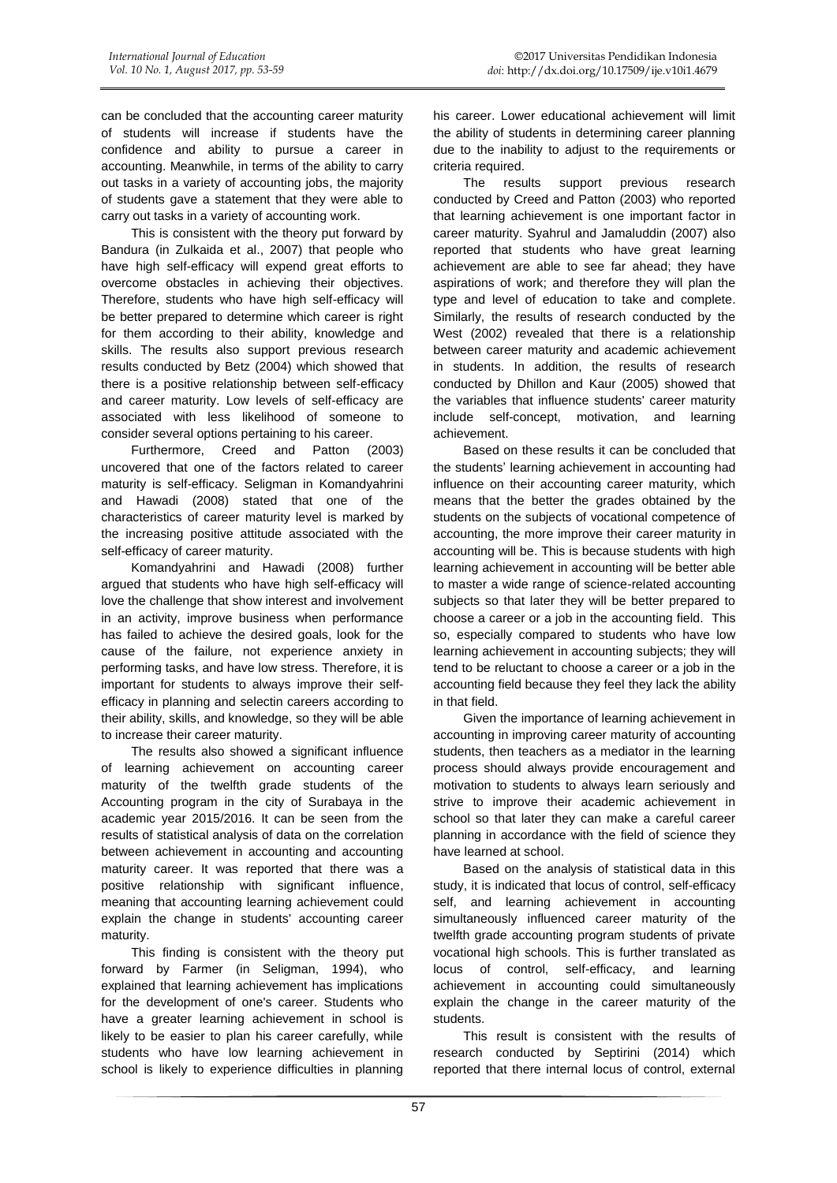can be concluded that the accounting career maturity of students will increase if students have the confidence and ability to pursue a career in accounting. Meanwhile, in terms of the ability to carry out tasks in a variety of accounting jobs, the majority of students gave a statement that they were able to carry out tasks in a variety of accounting work.

This is consistent with the theory put forward by Bandura (in Zulkaida et al., 2007) that people who have high self-efficacy will expend great efforts to overcome obstacles in achieving their objectives. Therefore, students who have high self-efficacy will be better prepared to determine which career is right for them according to their ability, knowledge and skills. The results also support previous research results conducted by Betz (2004) which showed that there is a positive relationship between self-efficacy and career maturity. Low levels of self-efficacy are associated with less likelihood of someone to consider several options pertaining to his career.

Furthermore, Creed and Patton (2003) uncovered that one of the factors related to career maturity is self-efficacy. Seligman in Komandyahrini and Hawadi (2008) stated that one of the characteristics of career maturity level is marked by the increasing positive attitude associated with the self-efficacy of career maturity.

Komandyahrini and Hawadi (2008) further argued that students who have high self-efficacy will love the challenge that show interest and involvement in an activity, improve business when performance has failed to achieve the desired goals, look for the cause of the failure, not experience anxiety in performing tasks, and have low stress. Therefore, it is important for students to always improve their self-efficacy in planning and selectin careers according to their ability, skills, and knowledge, so they will be able to increase their career maturity.

The results also showed a significant influence of learning achievement on accounting career maturity of the twelfth grade students of the Accounting program in the city of Surabaya in the academic year 2015/2016. It can be seen from the results of statistical analysis of data on the correlation between achievement in accounting and accounting maturity career. It was reported that there was a positive relationship with significant influence, meaning that accounting learning achievement could explain the change in students' accounting career maturity.

This finding is consistent with the theory put forward by Farmer (in Seligman, 1994), who explained that learning achievement has implications for the development of one's career. Students who have a greater learning achievement in school is likely to be easier to plan his career carefully, while students who have low learning achievement in school is likely to experience difficulties in planning his career. Lower educational achievement will limit the ability of students in determining career planning due to the inability to adjust to the requirements or criteria required.

The results support previous research conducted by Creed and Patton (2003) who reported that learning achievement is one important factor in career maturity. Syahrul and Jamaluddin (2007) also reported that students who have great learning achievement are able to see far ahead; they have aspirations of work; and therefore they will plan the type and level of education to take and complete. Similarly, the results of research conducted by the West (2002) revealed that there is a relationship between career maturity and academic achievement in students. In addition, the results of research conducted by Dhillon and Kaur (2005) showed that the variables that influence students' career maturity include self-concept, motivation, and learning achievement.

Based on these results it can be concluded that the students' learning achievement in accounting had influence on their accounting career maturity, which means that the better the grades obtained by the students on the subjects of vocational competence of accounting, the more improve their career maturity in accounting will be. This is because students with high learning achievement in accounting will be better able to master a wide range of science-related accounting subjects so that later they will be better prepared to choose a career or a job in the accounting field. This so, especially compared to students who have low learning achievement in accounting subjects; they will tend to be reluctant to choose a career or a job in the accounting field because they feel they lack the ability in that field.

Given the importance of learning achievement in accounting in improving career maturity of accounting students, then teachers as a mediator in the learning process should always provide encouragement and motivation to students to always learn seriously and strive to improve their academic achievement in school so that later they can make a careful career planning in accordance with the field of science they have learned at school.

Based on the analysis of statistical data in this study, it is indicated that locus of control, self-efficacy self, and learning achievement in accounting simultaneously influenced career maturity of the twelfth grade accounting program students of private vocational high schools. This is further translated as locus of control, self-efficacy, and learning achievement in accounting could simultaneously explain the change in the career maturity of the students.

This result is consistent with the results of research conducted by Septirini (2014) which reported that there internal locus of control, external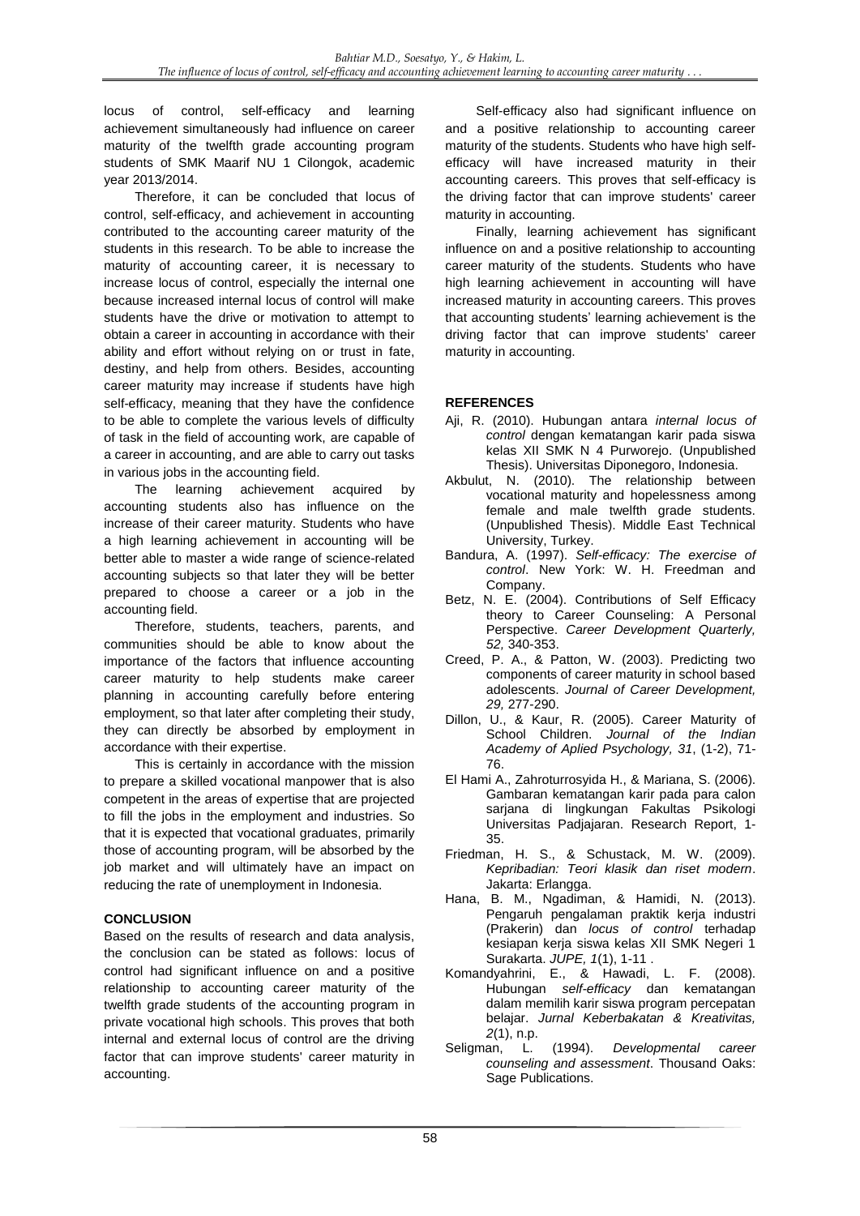locus of control, self-efficacy and learning achievement simultaneously had influence on career maturity of the twelfth grade accounting program students of SMK Maarif NU 1 Cilongok, academic year 2013/2014.

Therefore, it can be concluded that locus of control, self-efficacy, and achievement in accounting contributed to the accounting career maturity of the students in this research. To be able to increase the maturity of accounting career, it is necessary to increase locus of control, especially the internal one because increased internal locus of control will make students have the drive or motivation to attempt to obtain a career in accounting in accordance with their ability and effort without relying on or trust in fate, destiny, and help from others. Besides, accounting career maturity may increase if students have high self-efficacy, meaning that they have the confidence to be able to complete the various levels of difficulty of task in the field of accounting work, are capable of a career in accounting, and are able to carry out tasks in various jobs in the accounting field.

The learning achievement acquired by accounting students also has influence on the increase of their career maturity. Students who have a high learning achievement in accounting will be better able to master a wide range of science-related accounting subjects so that later they will be better prepared to choose a career or a job in the accounting field.

Therefore, students, teachers, parents, and communities should be able to know about the importance of the factors that influence accounting career maturity to help students make career planning in accounting carefully before entering employment, so that later after completing their study, they can directly be absorbed by employment in accordance with their expertise.

This is certainly in accordance with the mission to prepare a skilled vocational manpower that is also competent in the areas of expertise that are projected to fill the jobs in the employment and industries. So that it is expected that vocational graduates, primarily those of accounting program, will be absorbed by the job market and will ultimately have an impact on reducing the rate of unemployment in Indonesia.

## CONCLUSION

Based on the results of research and data analysis, the conclusion can be stated as follows: locus of control had significant influence on and a positive relationship to accounting career maturity of the twelfth grade students of the accounting program in private vocational high schools. This proves that both internal and external locus of control are the driving factor that can improve students' career maturity in accounting.

Self-efficacy also had significant influence on and a positive relationship to accounting career maturity of the students. Students who have high self-efficacy will have increased maturity in their accounting careers. This proves that self-efficacy is the driving factor that can improve students' career maturity in accounting.

Finally, learning achievement has significant influence on and a positive relationship to accounting career maturity of the students. Students who have high learning achievement in accounting will have increased maturity in accounting careers. This proves that accounting students' learning achievement is the driving factor that can improve students' career maturity in accounting.

## REFERENCES

Aji, R. (2010). Hubungan antara *internal locus of control* dengan kematangan karir pada siswa kelas XII SMK N 4 Purworejo. (Unpublished Thesis). Universitas Diponegoro, Indonesia.

Akbulut, N. (2010). The relationship between vocational maturity and hopelessness among female and male twelfth grade students. (Unpublished Thesis). Middle East Technical University, Turkey.

Bandura, A. (1997). *Self-efficacy: The exercise of control*. New York: W. H. Freedman and Company.

Betz, N. E. (2004). Contributions of Self Efficacy theory to Career Counseling: A Personal Perspective. *Career Development Quarterly, 52,* 340-353.

Creed, P. A., & Patton, W. (2003). Predicting two components of career maturity in school based adolescents. *Journal of Career Development, 29,* 277-290.

Dillon, U., & Kaur, R. (2005). Career Maturity of School Children. *Journal of the Indian Academy of Aplied Psychology, 31*, (1-2), 71-76.

El Hami A., Zahroturrosyida H., & Mariana, S. (2006). Gambaran kematangan karir pada para calon sarjana di lingkungan Fakultas Psikologi Universitas Padjajaran. Research Report, 1-35.

Friedman, H. S., & Schustack, M. W. (2009). *Kepribadian: Teori klasik dan riset modern*. Jakarta: Erlangga.

Hana, B. M., Ngadiman, & Hamidi, N. (2013). Pengaruh pengalaman praktik kerja industri (Prakerin) dan *locus of control* terhadap kesiapan kerja siswa kelas XII SMK Negeri 1 Surakarta. *JUPE, 1*(1), 1-11 .

Komandyahrini, E., & Hawadi, L. F. (2008). Hubungan *self-efficacy* dan kematangan dalam memilih karir siswa program percepatan belajar. *Jurnal Keberbakatan & Kreativitas, 2*(1), n.p.

Seligman, L. (1994). *Developmental career counseling and assessment*. Thousand Oaks: Sage Publications.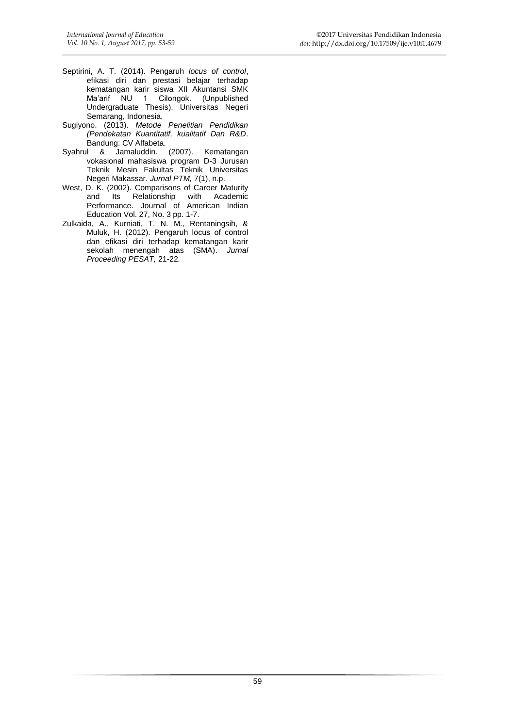Septirini, A. T. (2014). Pengaruh *locus of control*, efikasi diri dan prestasi belajar terhadap kematangan karir siswa XII Akuntansi SMK Ma'arif NU 1 Cilongok. (Unpublished Undergraduate Thesis). Universitas Negeri Semarang, Indonesia.

Sugiyono. (2013). *Metode Penelitian Pendidikan (Pendekatan Kuantitatif, kualitatif Dan R&D*. Bandung: CV Alfabeta.

Syahrul & Jamaluddin. (2007). Kematangan vokasional mahasiswa program D-3 Jurusan Teknik Mesin Fakultas Teknik Universitas Negeri Makassar. *Jurnal PTM,* 7(1), n.p.

West, D. K. (2002). Comparisons of Career Maturity and Its Relationship with Academic Performance. Journal of American Indian Education Vol. 27, No. 3 pp. 1-7.

Zulkaida, A., Kurniati, T. N. M., Rentaningsih, & Muluk, H. (2012). Pengaruh locus of control dan efikasi diri terhadap kematangan karir sekolah menengah atas (SMA). *Jurnal Proceeding PESAT,* 21-22*.*